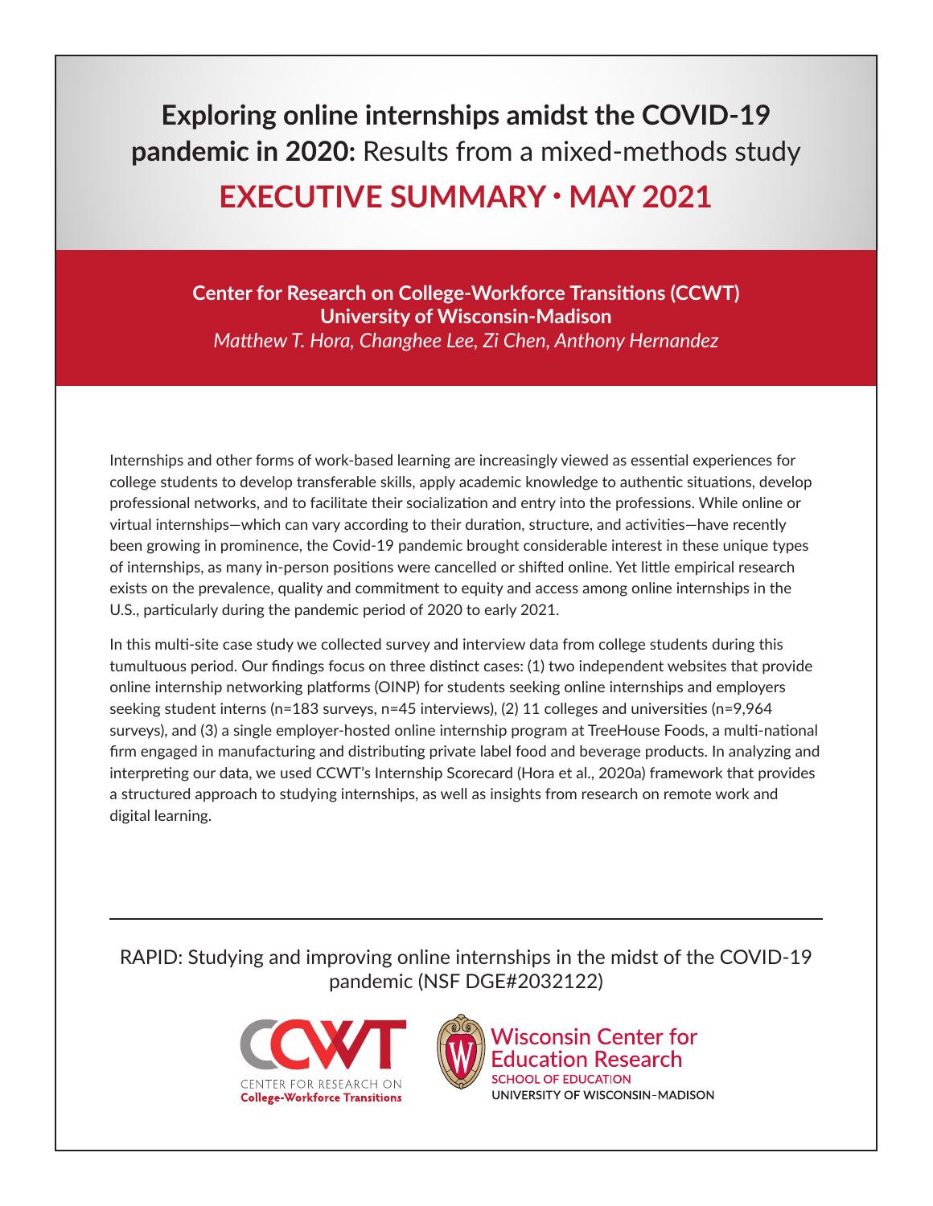# **Exploring online internships amidst the COVID-19 pandemic in 2020:** Results from a mixed-methods study

## EXECUTIVE SUMMARY • MAY 2021

**Center for Research on College-Workforce Transitions (CCWT)**
**University of Wisconsin-Madison**
*Matthew T. Hora, Changhee Lee, Zi Chen, Anthony Hernandez*

Internships and other forms of work-based learning are increasingly viewed as essential experiences for college students to develop transferable skills, apply academic knowledge to authentic situations, develop professional networks, and to facilitate their socialization and entry into the professions. While online or virtual internships—which can vary according to their duration, structure, and activities—have recently been growing in prominence, the Covid-19 pandemic brought considerable interest in these unique types of internships, as many in-person positions were cancelled or shifted online. Yet little empirical research exists on the prevalence, quality and commitment to equity and access among online internships in the U.S., particularly during the pandemic period of 2020 to early 2021.

In this multi-site case study we collected survey and interview data from college students during this tumultuous period. Our findings focus on three distinct cases: (1) two independent websites that provide online internship networking platforms (OINP) for students seeking online internships and employers seeking student interns (n=183 surveys, n=45 interviews), (2) 11 colleges and universities (n=9,964 surveys), and (3) a single employer-hosted online internship program at TreeHouse Foods, a multi-national firm engaged in manufacturing and distributing private label food and beverage products. In analyzing and interpreting our data, we used CCWT's Internship Scorecard (Hora et al., 2020a) framework that provides a structured approach to studying internships, as well as insights from research on remote work and digital learning.

---

RAPID: Studying and improving online internships in the midst of the COVID-19 pandemic (NSF DGE#2032122)

CCWT — CENTER FOR RESEARCH ON College-Workforce Transitions

Wisconsin Center for Education Research
SCHOOL OF EDUCATION
UNIVERSITY OF WISCONSIN–MADISON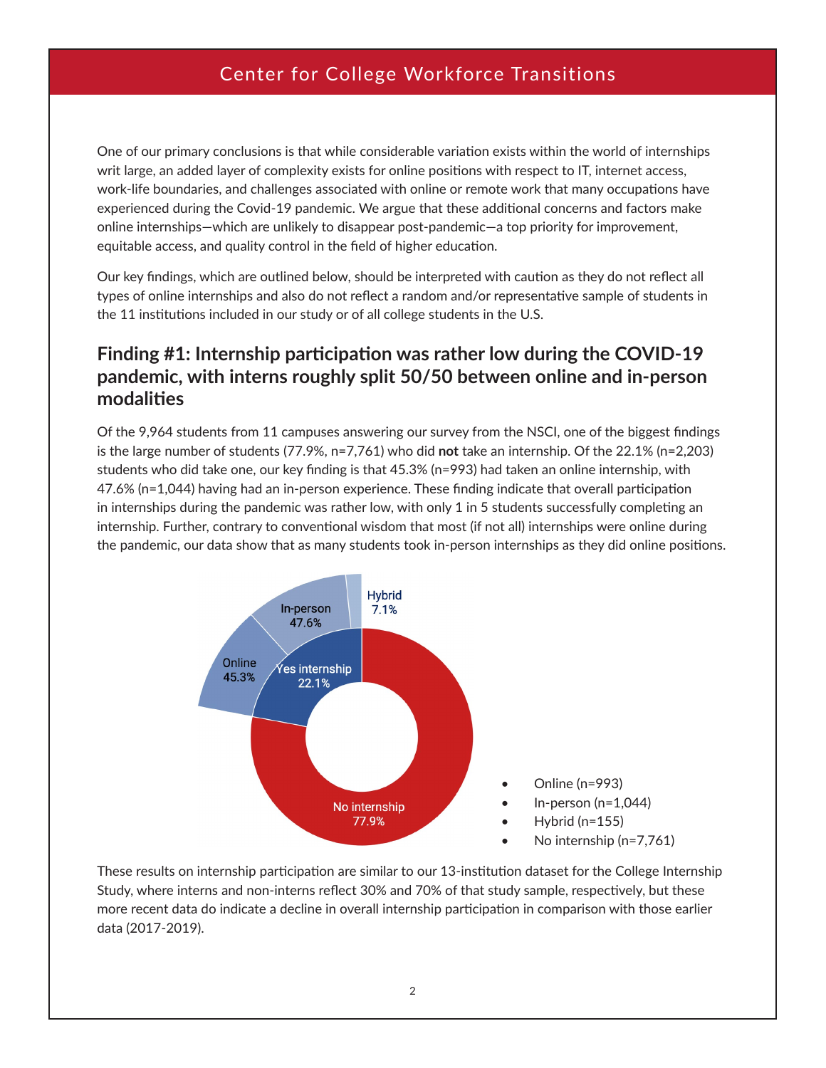One of our primary conclusions is that while considerable variation exists within the world of internships writ large, an added layer of complexity exists for online positions with respect to IT, internet access, work-life boundaries, and challenges associated with online or remote work that many occupations have experienced during the Covid-19 pandemic. We argue that these additional concerns and factors make online internships—which are unlikely to disappear post-pandemic—a top priority for improvement, equitable access, and quality control in the field of higher education.

Our key findings, which are outlined below, should be interpreted with caution as they do not reflect all types of online internships and also do not reflect a random and/or representative sample of students in the 11 institutions included in our study or of all college students in the U.S.

## Finding #1: Internship participation was rather low during the COVID-19 pandemic, with interns roughly split 50/50 between online and in-person modalities

Of the 9,964 students from 11 campuses answering our survey from the NSCI, one of the biggest findings is the large number of students (77.9%, n=7,761) who did **not** take an internship. Of the 22.1% (n=2,203) students who did take one, our key finding is that 45.3% (n=993) had taken an online internship, with 47.6% (n=1,044) having had an in-person experience. These finding indicate that overall participation in internships during the pandemic was rather low, with only 1 in 5 students successfully completing an internship. Further, contrary to conventional wisdom that most (if not all) internships were online during the pandemic, our data show that as many students took in-person internships as they did online positions.

Hybrid 7.1%
In-person 47.6%
Online 45.3%
Yes internship 22.1%
No internship 77.9%

- Online (n=993)
- In-person (n=1,044)
- Hybrid (n=155)
- No internship (n=7,761)

These results on internship participation are similar to our 13-institution dataset for the College Internship Study, where interns and non-interns reflect 30% and 70% of that study sample, respectively, but these more recent data do indicate a decline in overall internship participation in comparison with those earlier data (2017-2019).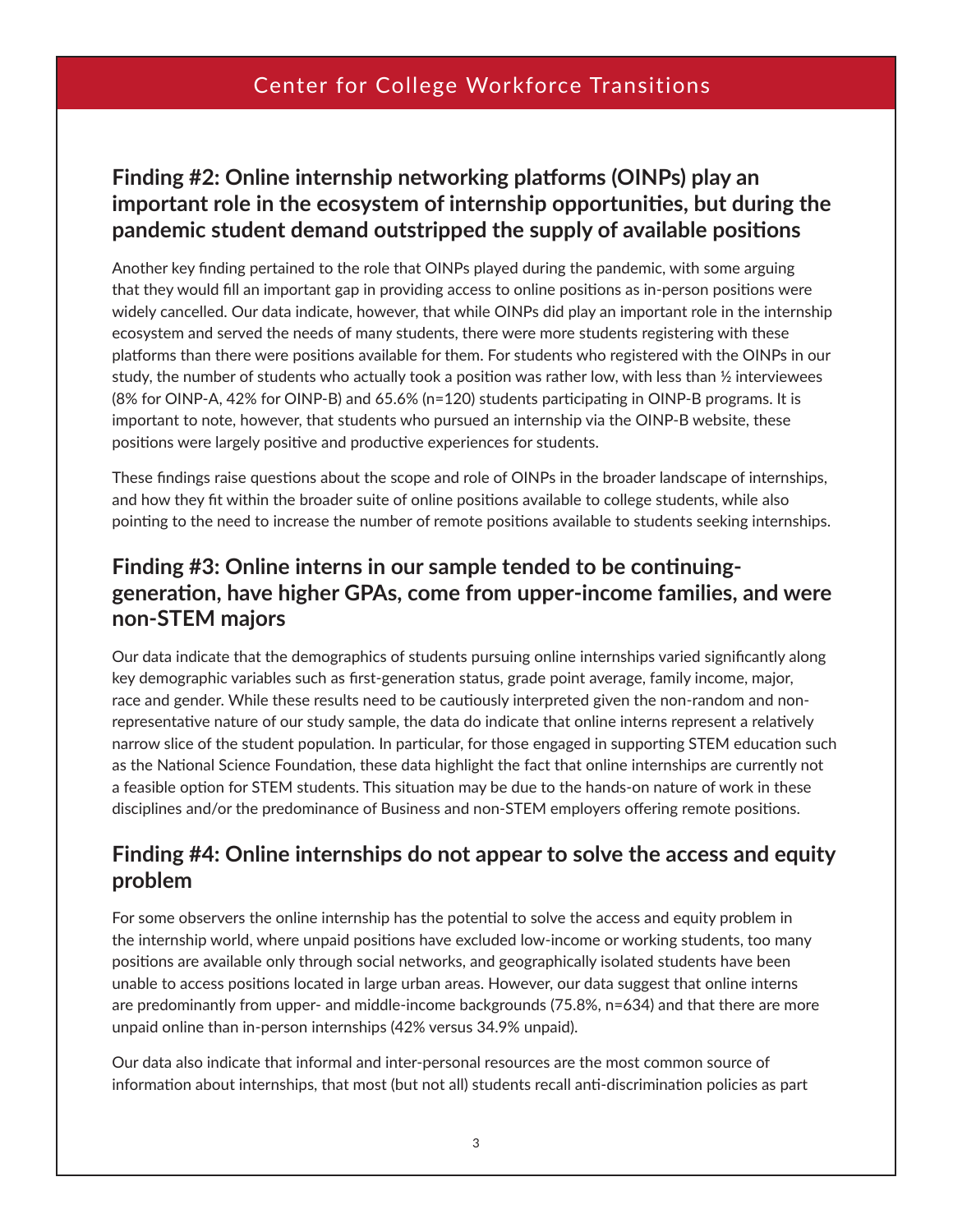## Finding #2: Online internship networking platforms (OINPs) play an important role in the ecosystem of internship opportunities, but during the pandemic student demand outstripped the supply of available positions

Another key finding pertained to the role that OINPs played during the pandemic, with some arguing that they would fill an important gap in providing access to online positions as in-person positions were widely cancelled. Our data indicate, however, that while OINPs did play an important role in the internship ecosystem and served the needs of many students, there were more students registering with these platforms than there were positions available for them. For students who registered with the OINPs in our study, the number of students who actually took a position was rather low, with less than ½ interviewees (8% for OINP-A, 42% for OINP-B) and 65.6% (n=120) students participating in OINP-B programs. It is important to note, however, that students who pursued an internship via the OINP-B website, these positions were largely positive and productive experiences for students.

These findings raise questions about the scope and role of OINPs in the broader landscape of internships, and how they fit within the broader suite of online positions available to college students, while also pointing to the need to increase the number of remote positions available to students seeking internships.

## Finding #3: Online interns in our sample tended to be continuing-generation, have higher GPAs, come from upper-income families, and were non-STEM majors

Our data indicate that the demographics of students pursuing online internships varied significantly along key demographic variables such as first-generation status, grade point average, family income, major, race and gender. While these results need to be cautiously interpreted given the non-random and non-representative nature of our study sample, the data do indicate that online interns represent a relatively narrow slice of the student population. In particular, for those engaged in supporting STEM education such as the National Science Foundation, these data highlight the fact that online internships are currently not a feasible option for STEM students. This situation may be due to the hands-on nature of work in these disciplines and/or the predominance of Business and non-STEM employers offering remote positions.

## Finding #4: Online internships do not appear to solve the access and equity problem

For some observers the online internship has the potential to solve the access and equity problem in the internship world, where unpaid positions have excluded low-income or working students, too many positions are available only through social networks, and geographically isolated students have been unable to access positions located in large urban areas. However, our data suggest that online interns are predominantly from upper- and middle-income backgrounds (75.8%, n=634) and that there are more unpaid online than in-person internships (42% versus 34.9% unpaid).

Our data also indicate that informal and inter-personal resources are the most common source of information about internships, that most (but not all) students recall anti-discrimination policies as part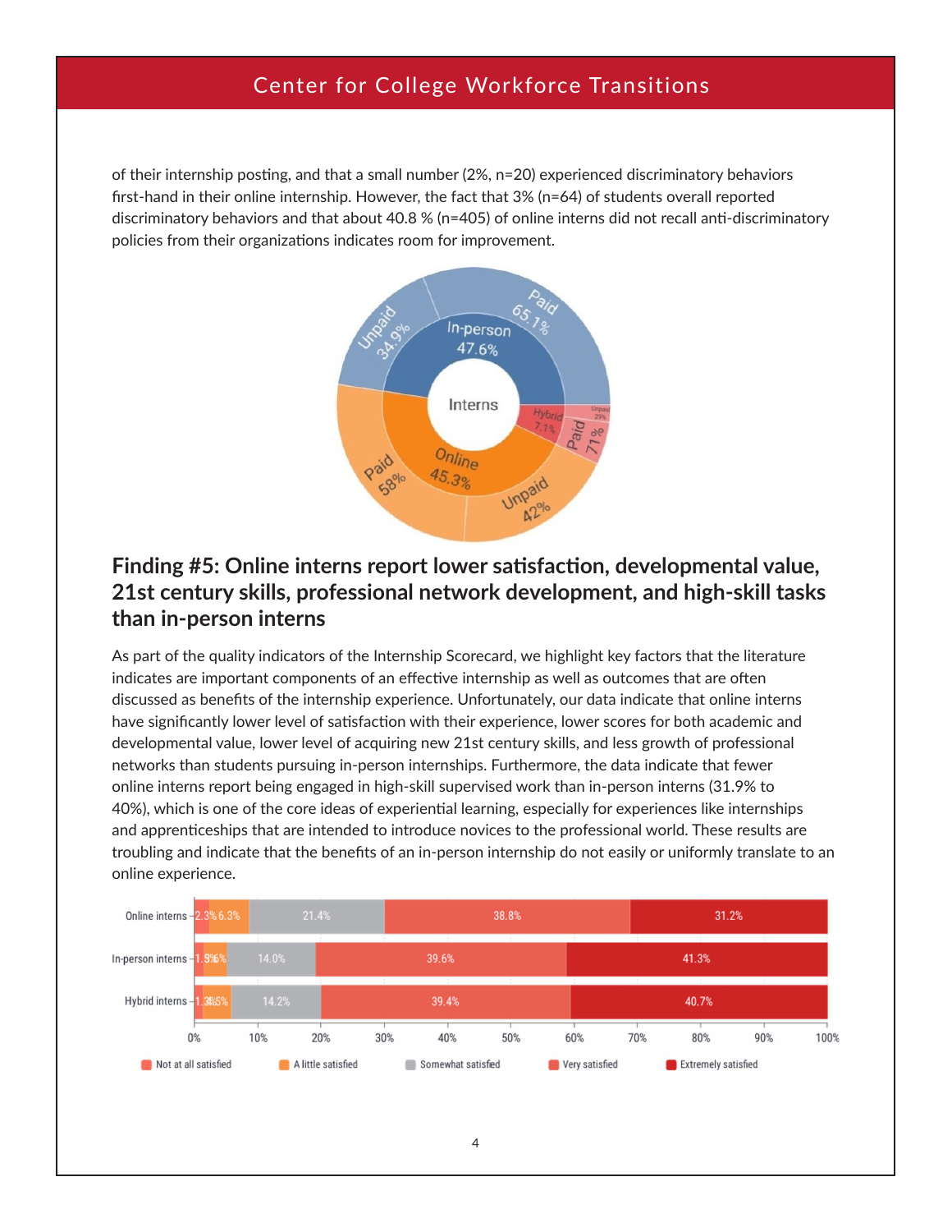of their internship posting, and that a small number (2%, n=20) experienced discriminatory behaviors first-hand in their online internship. However, the fact that 3% (n=64) of students overall reported discriminatory behaviors and that about 40.8 % (n=405) of online interns did not recall anti-discriminatory policies from their organizations indicates room for improvement.

## Finding #5: Online interns report lower satisfaction, developmental value, 21st century skills, professional network development, and high-skill tasks than in-person interns

As part of the quality indicators of the Internship Scorecard, we highlight key factors that the literature indicates are important components of an effective internship as well as outcomes that are often discussed as benefits of the internship experience. Unfortunately, our data indicate that online interns have significantly lower level of satisfaction with their experience, lower scores for both academic and developmental value, lower level of acquiring new 21st century skills, and less growth of professional networks than students pursuing in-person internships. Furthermore, the data indicate that fewer online interns report being engaged in high-skill supervised work than in-person interns (31.9% to 40%), which is one of the core ideas of experiential learning, especially for experiences like internships and apprenticeships that are intended to introduce novices to the professional world. These results are troubling and indicate that the benefits of an in-person internship do not easily or uniformly translate to an online experience.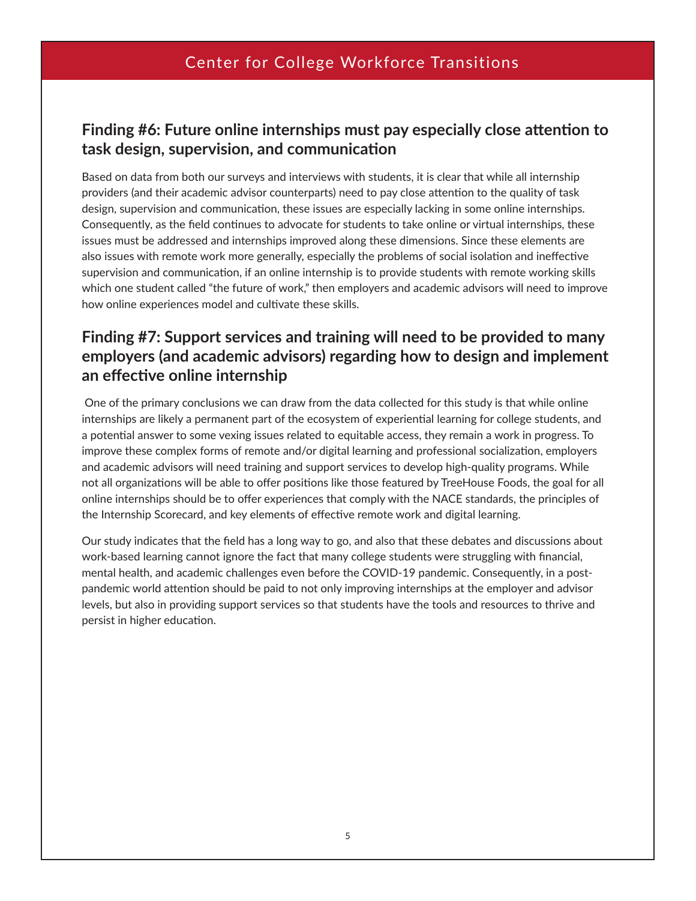## Finding #6: Future online internships must pay especially close attention to task design, supervision, and communication

Based on data from both our surveys and interviews with students, it is clear that while all internship providers (and their academic advisor counterparts) need to pay close attention to the quality of task design, supervision and communication, these issues are especially lacking in some online internships. Consequently, as the field continues to advocate for students to take online or virtual internships, these issues must be addressed and internships improved along these dimensions. Since these elements are also issues with remote work more generally, especially the problems of social isolation and ineffective supervision and communication, if an online internship is to provide students with remote working skills which one student called "the future of work," then employers and academic advisors will need to improve how online experiences model and cultivate these skills.

## Finding #7: Support services and training will need to be provided to many employers (and academic advisors) regarding how to design and implement an effective online internship

One of the primary conclusions we can draw from the data collected for this study is that while online internships are likely a permanent part of the ecosystem of experiential learning for college students, and a potential answer to some vexing issues related to equitable access, they remain a work in progress. To improve these complex forms of remote and/or digital learning and professional socialization, employers and academic advisors will need training and support services to develop high-quality programs. While not all organizations will be able to offer positions like those featured by TreeHouse Foods, the goal for all online internships should be to offer experiences that comply with the NACE standards, the principles of the Internship Scorecard, and key elements of effective remote work and digital learning.

Our study indicates that the field has a long way to go, and also that these debates and discussions about work-based learning cannot ignore the fact that many college students were struggling with financial, mental health, and academic challenges even before the COVID-19 pandemic. Consequently, in a post-pandemic world attention should be paid to not only improving internships at the employer and advisor levels, but also in providing support services so that students have the tools and resources to thrive and persist in higher education.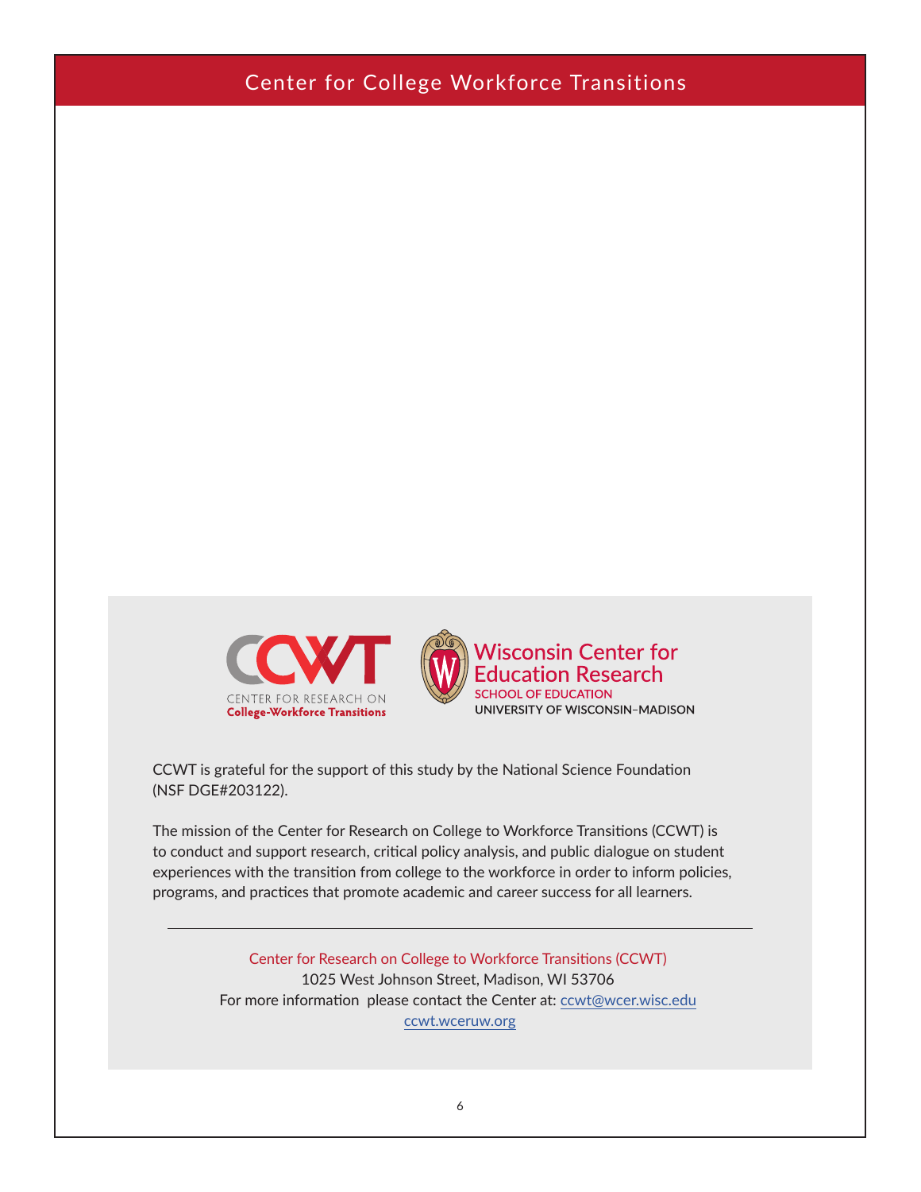CCWT is grateful for the support of this study by the National Science Foundation (NSF DGE#203122).

The mission of the Center for Research on College to Workforce Transitions (CCWT) is to conduct and support research, critical policy analysis, and public dialogue on student experiences with the transition from college to the workforce in order to inform policies, programs, and practices that promote academic and career success for all learners.

---

Center for Research on College to Workforce Transitions (CCWT)
1025 West Johnson Street, Madison, WI 53706
For more information please contact the Center at: ccwt@wcer.wisc.edu
ccwt.wceruw.org